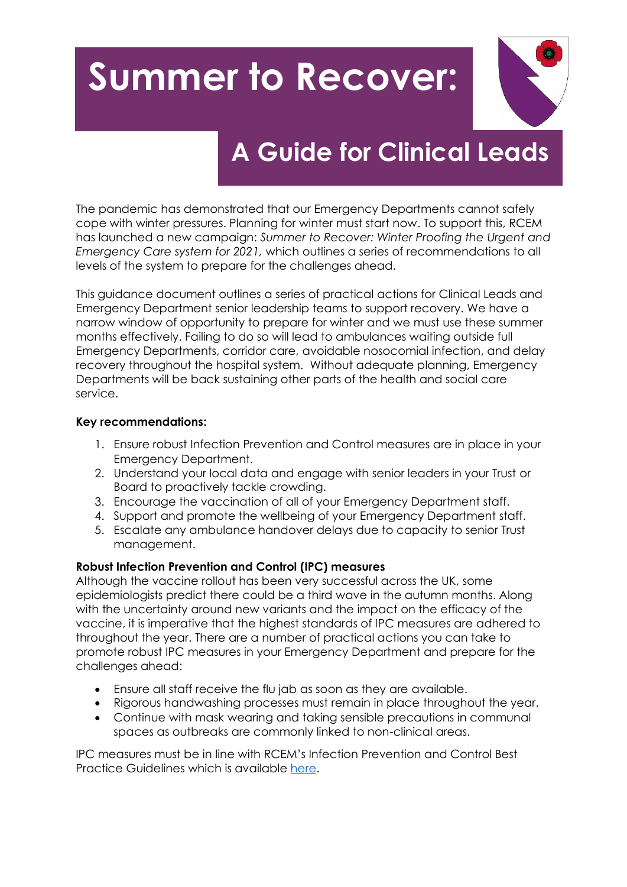# Summer to Recover:

## A Guide for Clinical Leads

The pandemic has demonstrated that our Emergency Departments cannot safely cope with winter pressures. Planning for winter must start now. To support this, RCEM has launched a new campaign: *Summer to Recover: Winter Proofing the Urgent and Emergency Care system for 2021*, which outlines a series of recommendations to all levels of the system to prepare for the challenges ahead.

This guidance document outlines a series of practical actions for Clinical Leads and Emergency Department senior leadership teams to support recovery. We have a narrow window of opportunity to prepare for winter and we must use these summer months effectively. Failing to do so will lead to ambulances waiting outside full Emergency Departments, corridor care, avoidable nosocomial infection, and delay recovery throughout the hospital system. Without adequate planning, Emergency Departments will be back sustaining other parts of the health and social care service.

**Key recommendations:**

1. Ensure robust Infection Prevention and Control measures are in place in your Emergency Department.
2. Understand your local data and engage with senior leaders in your Trust or Board to proactively tackle crowding.
3. Encourage the vaccination of all of your Emergency Department staff.
4. Support and promote the wellbeing of your Emergency Department staff.
5. Escalate any ambulance handover delays due to capacity to senior Trust management.

**Robust Infection Prevention and Control (IPC) measures**

Although the vaccine rollout has been very successful across the UK, some epidemiologists predict there could be a third wave in the autumn months. Along with the uncertainty around new variants and the impact on the efficacy of the vaccine, it is imperative that the highest standards of IPC measures are adhered to throughout the year. There are a number of practical actions you can take to promote robust IPC measures in your Emergency Department and prepare for the challenges ahead:

- Ensure all staff receive the flu jab as soon as they are available.
- Rigorous handwashing processes must remain in place throughout the year.
- Continue with mask wearing and taking sensible precautions in communal spaces as outbreaks are commonly linked to non-clinical areas.

IPC measures must be in line with RCEM's Infection Prevention and Control Best Practice Guidelines which is available here.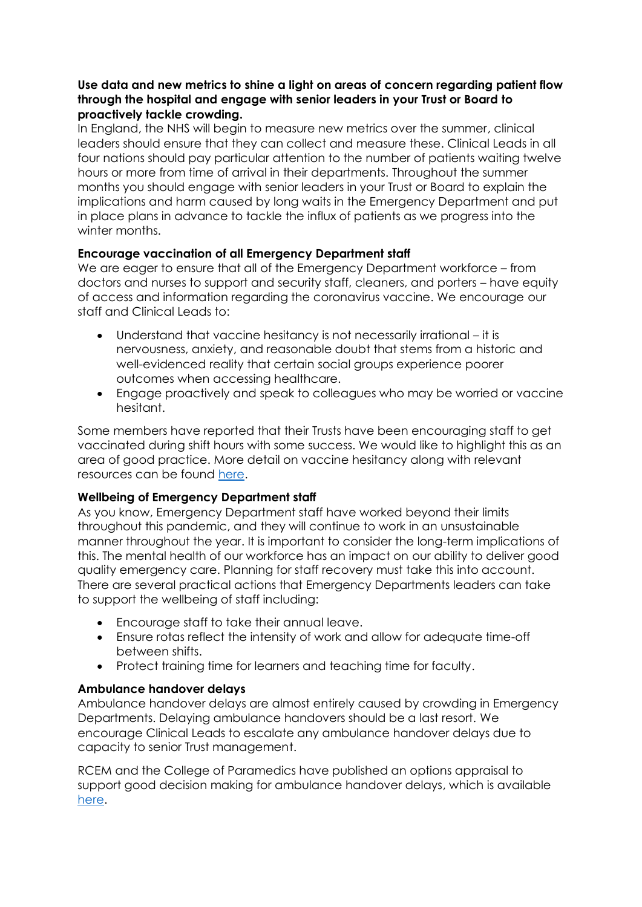**Use data and new metrics to shine a light on areas of concern regarding patient flow through the hospital and engage with senior leaders in your Trust or Board to proactively tackle crowding.**

In England, the NHS will begin to measure new metrics over the summer, clinical leaders should ensure that they can collect and measure these. Clinical Leads in all four nations should pay particular attention to the number of patients waiting twelve hours or more from time of arrival in their departments. Throughout the summer months you should engage with senior leaders in your Trust or Board to explain the implications and harm caused by long waits in the Emergency Department and put in place plans in advance to tackle the influx of patients as we progress into the winter months.

**Encourage vaccination of all Emergency Department staff**

We are eager to ensure that all of the Emergency Department workforce – from doctors and nurses to support and security staff, cleaners, and porters – have equity of access and information regarding the coronavirus vaccine. We encourage our staff and Clinical Leads to:

- Understand that vaccine hesitancy is not necessarily irrational – it is nervousness, anxiety, and reasonable doubt that stems from a historic and well-evidenced reality that certain social groups experience poorer outcomes when accessing healthcare.
- Engage proactively and speak to colleagues who may be worried or vaccine hesitant.

Some members have reported that their Trusts have been encouraging staff to get vaccinated during shift hours with some success. We would like to highlight this as an area of good practice. More detail on vaccine hesitancy along with relevant resources can be found here.

**Wellbeing of Emergency Department staff**

As you know, Emergency Department staff have worked beyond their limits throughout this pandemic, and they will continue to work in an unsustainable manner throughout the year. It is important to consider the long-term implications of this. The mental health of our workforce has an impact on our ability to deliver good quality emergency care. Planning for staff recovery must take this into account. There are several practical actions that Emergency Departments leaders can take to support the wellbeing of staff including:

- Encourage staff to take their annual leave.
- Ensure rotas reflect the intensity of work and allow for adequate time-off between shifts.
- Protect training time for learners and teaching time for faculty.

**Ambulance handover delays**

Ambulance handover delays are almost entirely caused by crowding in Emergency Departments. Delaying ambulance handovers should be a last resort. We encourage Clinical Leads to escalate any ambulance handover delays due to capacity to senior Trust management.

RCEM and the College of Paramedics have published an options appraisal to support good decision making for ambulance handover delays, which is available here.